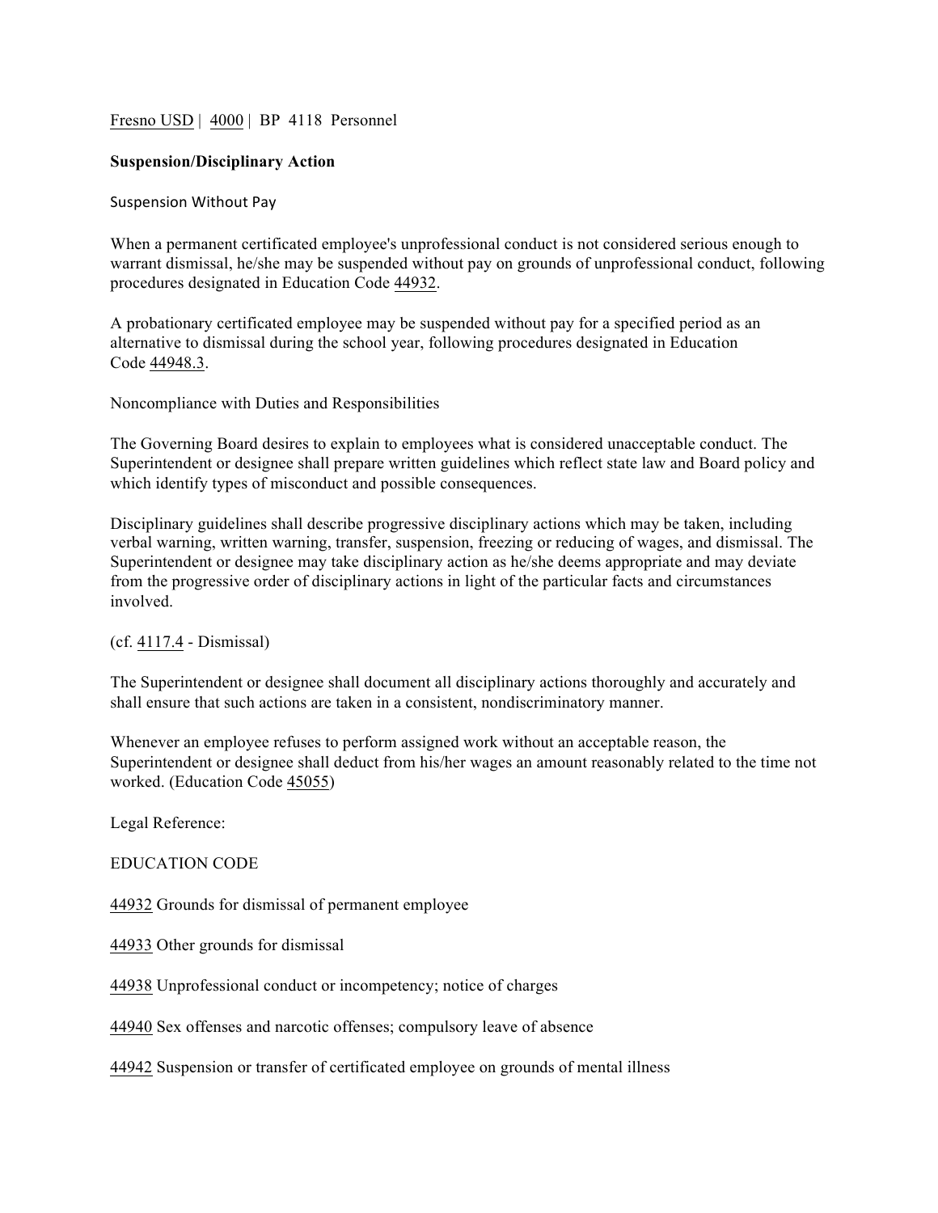Fresno USD | 4000 | BP 4118 Personnel

**Suspension/Disciplinary Action**

Suspension Without Pay

When a permanent certificated employee's unprofessional conduct is not considered serious enough to warrant dismissal, he/she may be suspended without pay on grounds of unprofessional conduct, following procedures designated in Education Code 44932.

A probationary certificated employee may be suspended without pay for a specified period as an alternative to dismissal during the school year, following procedures designated in Education Code 44948.3.

Noncompliance with Duties and Responsibilities

The Governing Board desires to explain to employees what is considered unacceptable conduct. The Superintendent or designee shall prepare written guidelines which reflect state law and Board policy and which identify types of misconduct and possible consequences.

Disciplinary guidelines shall describe progressive disciplinary actions which may be taken, including verbal warning, written warning, transfer, suspension, freezing or reducing of wages, and dismissal. The Superintendent or designee may take disciplinary action as he/she deems appropriate and may deviate from the progressive order of disciplinary actions in light of the particular facts and circumstances involved.

(cf. 4117.4 - Dismissal)

The Superintendent or designee shall document all disciplinary actions thoroughly and accurately and shall ensure that such actions are taken in a consistent, nondiscriminatory manner.

Whenever an employee refuses to perform assigned work without an acceptable reason, the Superintendent or designee shall deduct from his/her wages an amount reasonably related to the time not worked. (Education Code 45055)

Legal Reference:

EDUCATION CODE

44932 Grounds for dismissal of permanent employee

44933 Other grounds for dismissal

44938 Unprofessional conduct or incompetency; notice of charges

44940 Sex offenses and narcotic offenses; compulsory leave of absence

44942 Suspension or transfer of certificated employee on grounds of mental illness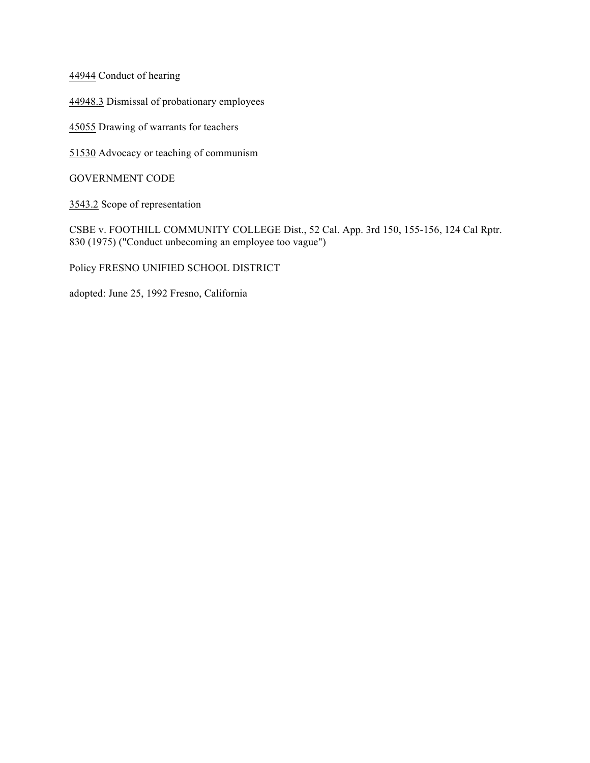44944 Conduct of hearing

44948.3 Dismissal of probationary employees

45055 Drawing of warrants for teachers

51530 Advocacy or teaching of communism

GOVERNMENT CODE

3543.2 Scope of representation

CSBE v. FOOTHILL COMMUNITY COLLEGE Dist., 52 Cal. App. 3rd 150, 155-156, 124 Cal Rptr. 830 (1975) ("Conduct unbecoming an employee too vague")

Policy FRESNO UNIFIED SCHOOL DISTRICT

adopted: June 25, 1992 Fresno, California